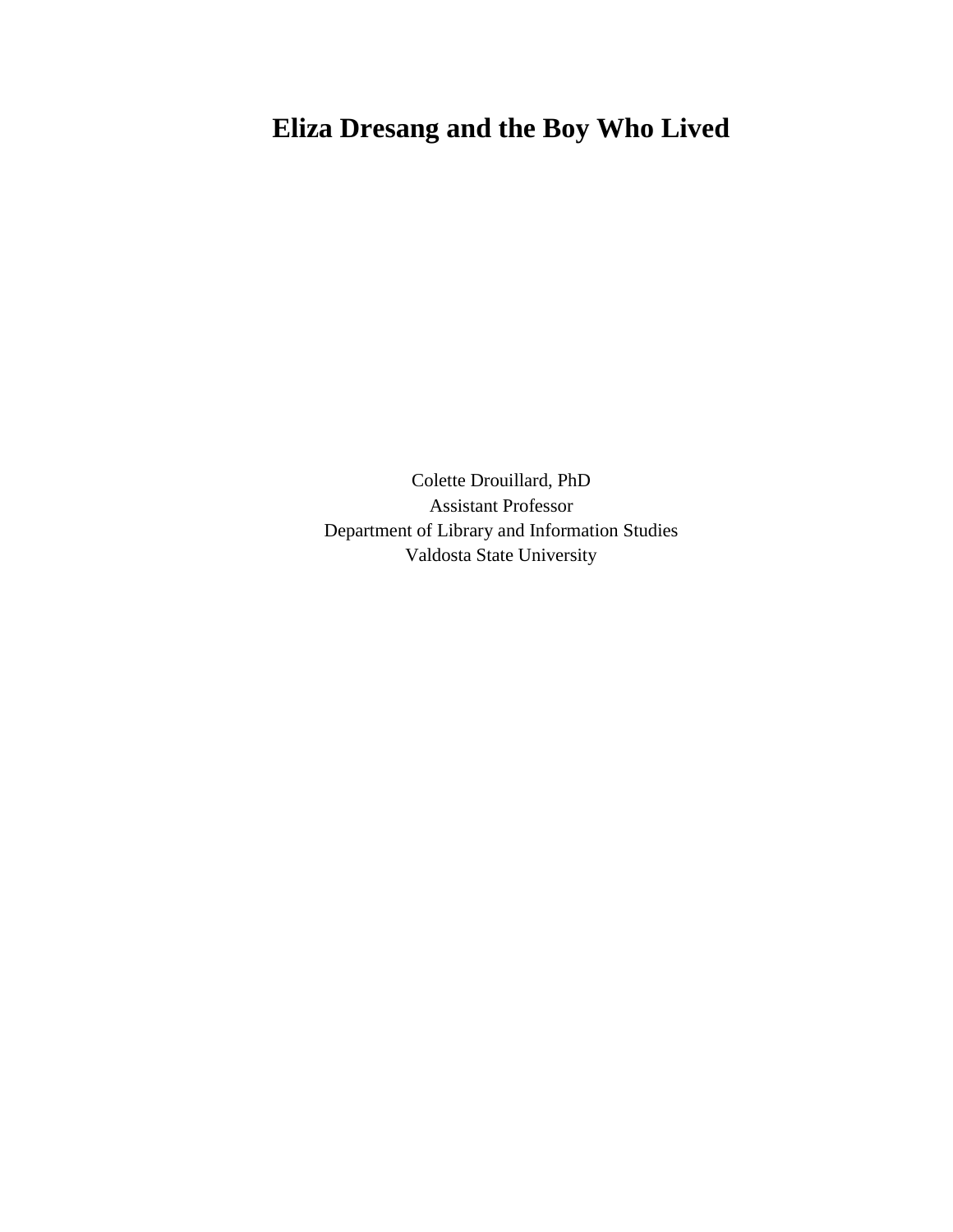# Eliza Dresang and the Boy Who Lived

Colette Drouillard, PhD
Assistant Professor
Department of Library and Information Studies
Valdosta State University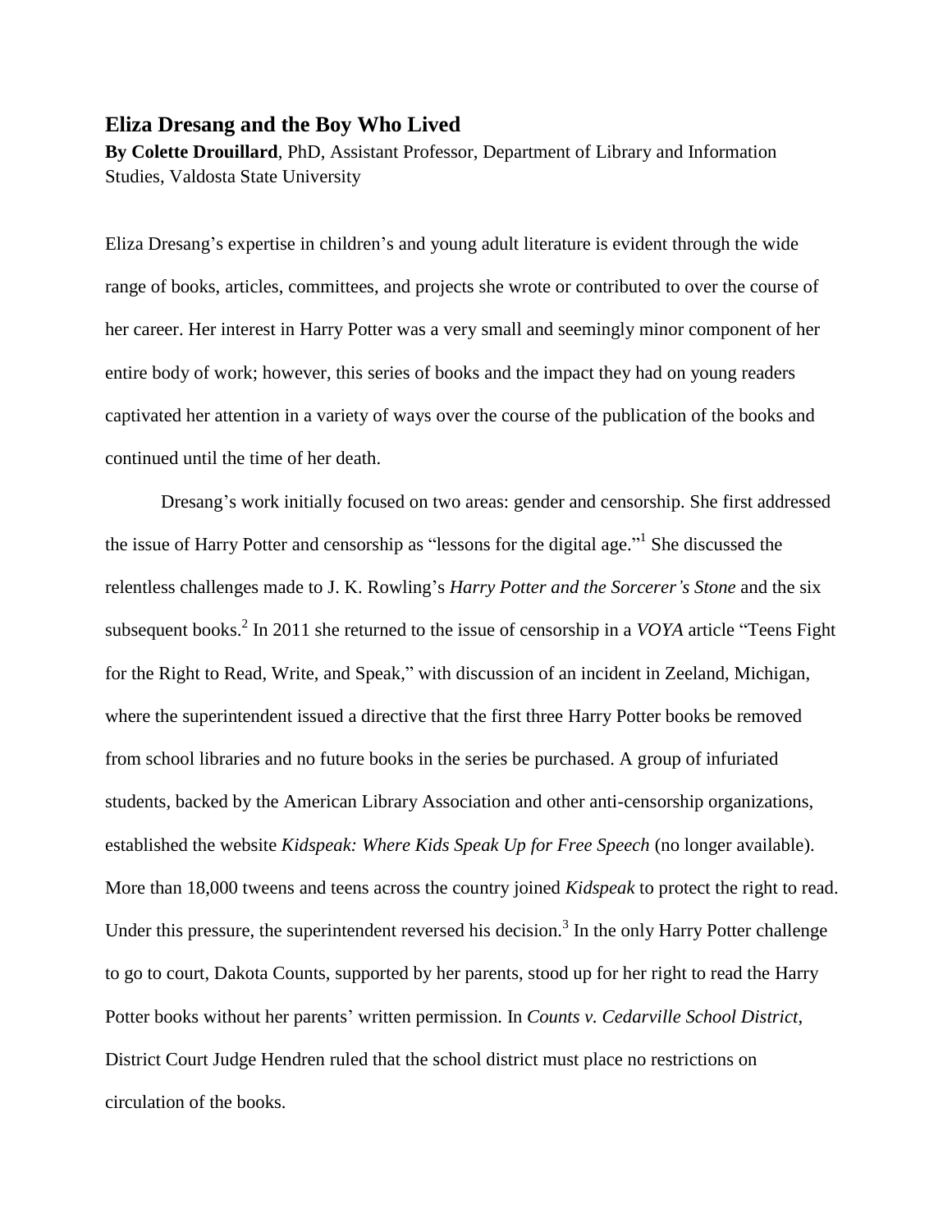# Eliza Dresang and the Boy Who Lived

**By Colette Drouillard**, PhD, Assistant Professor, Department of Library and Information Studies, Valdosta State University

Eliza Dresang's expertise in children's and young adult literature is evident through the wide range of books, articles, committees, and projects she wrote or contributed to over the course of her career. Her interest in Harry Potter was a very small and seemingly minor component of her entire body of work; however, this series of books and the impact they had on young readers captivated her attention in a variety of ways over the course of the publication of the books and continued until the time of her death.

Dresang's work initially focused on two areas: gender and censorship. She first addressed the issue of Harry Potter and censorship as "lessons for the digital age."[1] She discussed the relentless challenges made to J. K. Rowling's *Harry Potter and the Sorcerer's Stone* and the six subsequent books.[2] In 2011 she returned to the issue of censorship in a *VOYA* article "Teens Fight for the Right to Read, Write, and Speak," with discussion of an incident in Zeeland, Michigan, where the superintendent issued a directive that the first three Harry Potter books be removed from school libraries and no future books in the series be purchased. A group of infuriated students, backed by the American Library Association and other anti-censorship organizations, established the website *Kidspeak: Where Kids Speak Up for Free Speech* (no longer available). More than 18,000 tweens and teens across the country joined *Kidspeak* to protect the right to read. Under this pressure, the superintendent reversed his decision.[3] In the only Harry Potter challenge to go to court, Dakota Counts, supported by her parents, stood up for her right to read the Harry Potter books without her parents' written permission. In *Counts v. Cedarville School District*, District Court Judge Hendren ruled that the school district must place no restrictions on circulation of the books.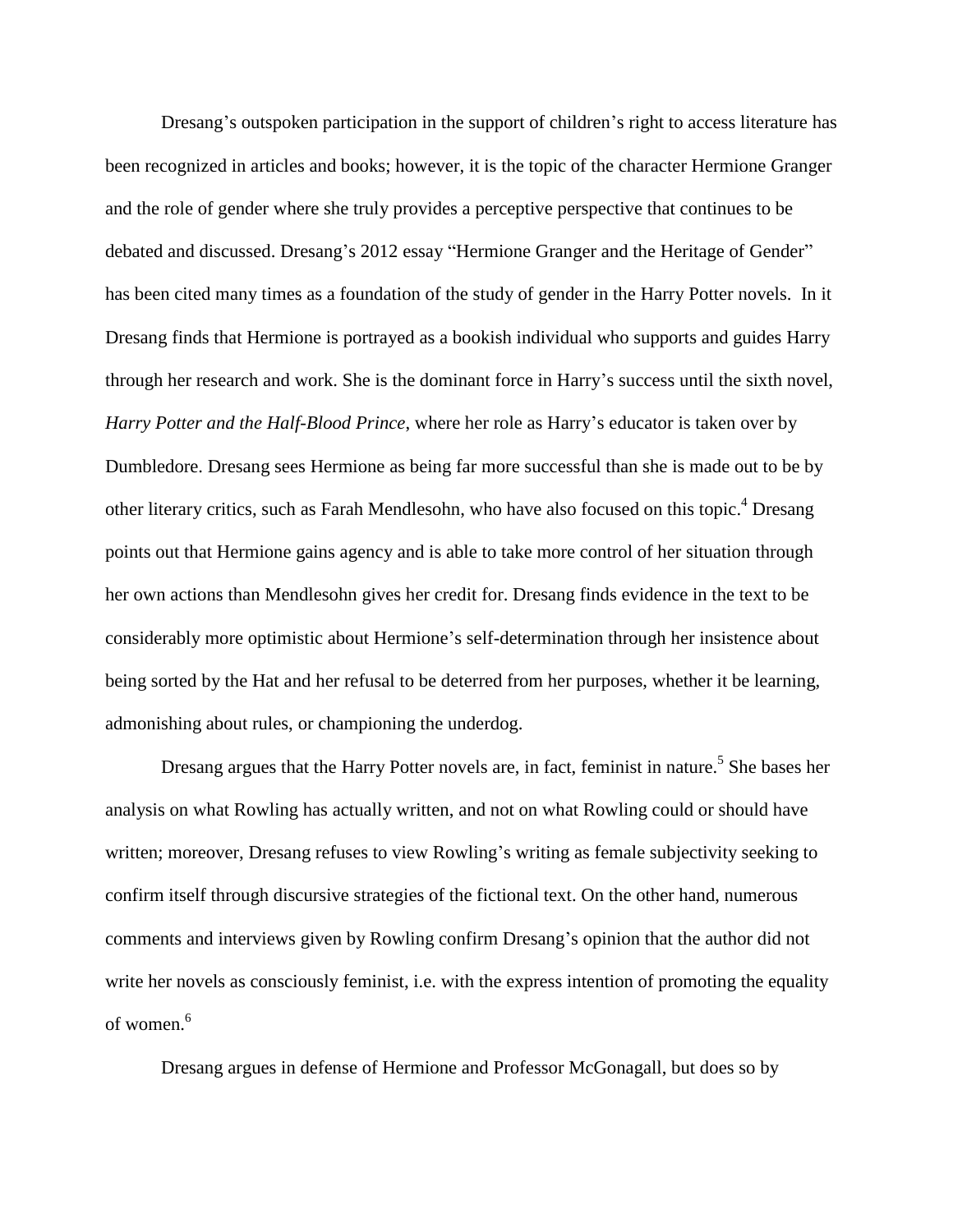Dresang's outspoken participation in the support of children's right to access literature has been recognized in articles and books; however, it is the topic of the character Hermione Granger and the role of gender where she truly provides a perceptive perspective that continues to be debated and discussed. Dresang's 2012 essay "Hermione Granger and the Heritage of Gender" has been cited many times as a foundation of the study of gender in the Harry Potter novels. In it Dresang finds that Hermione is portrayed as a bookish individual who supports and guides Harry through her research and work. She is the dominant force in Harry's success until the sixth novel, *Harry Potter and the Half-Blood Prince*, where her role as Harry's educator is taken over by Dumbledore. Dresang sees Hermione as being far more successful than she is made out to be by other literary critics, such as Farah Mendlesohn, who have also focused on this topic.[4] Dresang points out that Hermione gains agency and is able to take more control of her situation through her own actions than Mendlesohn gives her credit for. Dresang finds evidence in the text to be considerably more optimistic about Hermione's self-determination through her insistence about being sorted by the Hat and her refusal to be deterred from her purposes, whether it be learning, admonishing about rules, or championing the underdog.

Dresang argues that the Harry Potter novels are, in fact, feminist in nature.[5] She bases her analysis on what Rowling has actually written, and not on what Rowling could or should have written; moreover, Dresang refuses to view Rowling's writing as female subjectivity seeking to confirm itself through discursive strategies of the fictional text. On the other hand, numerous comments and interviews given by Rowling confirm Dresang's opinion that the author did not write her novels as consciously feminist, i.e. with the express intention of promoting the equality of women.[6]

Dresang argues in defense of Hermione and Professor McGonagall, but does so by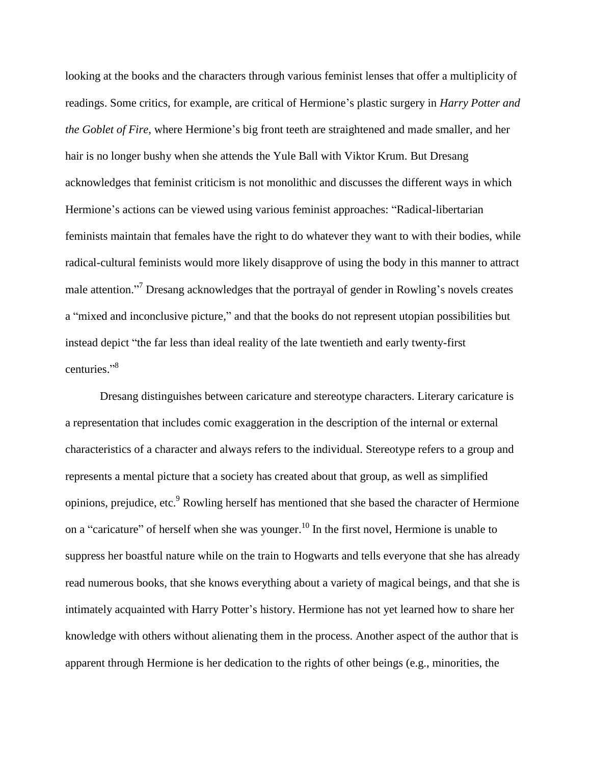looking at the books and the characters through various feminist lenses that offer a multiplicity of readings. Some critics, for example, are critical of Hermione's plastic surgery in *Harry Potter and the Goblet of Fire*, where Hermione's big front teeth are straightened and made smaller, and her hair is no longer bushy when she attends the Yule Ball with Viktor Krum. But Dresang acknowledges that feminist criticism is not monolithic and discusses the different ways in which Hermione's actions can be viewed using various feminist approaches: "Radical-libertarian feminists maintain that females have the right to do whatever they want to with their bodies, while radical-cultural feminists would more likely disapprove of using the body in this manner to attract male attention."[7] Dresang acknowledges that the portrayal of gender in Rowling's novels creates a "mixed and inconclusive picture," and that the books do not represent utopian possibilities but instead depict "the far less than ideal reality of the late twentieth and early twenty-first centuries."[8]

Dresang distinguishes between caricature and stereotype characters. Literary caricature is a representation that includes comic exaggeration in the description of the internal or external characteristics of a character and always refers to the individual. Stereotype refers to a group and represents a mental picture that a society has created about that group, as well as simplified opinions, prejudice, etc.[9] Rowling herself has mentioned that she based the character of Hermione on a "caricature" of herself when she was younger.[10] In the first novel, Hermione is unable to suppress her boastful nature while on the train to Hogwarts and tells everyone that she has already read numerous books, that she knows everything about a variety of magical beings, and that she is intimately acquainted with Harry Potter's history. Hermione has not yet learned how to share her knowledge with others without alienating them in the process. Another aspect of the author that is apparent through Hermione is her dedication to the rights of other beings (e.g., minorities, the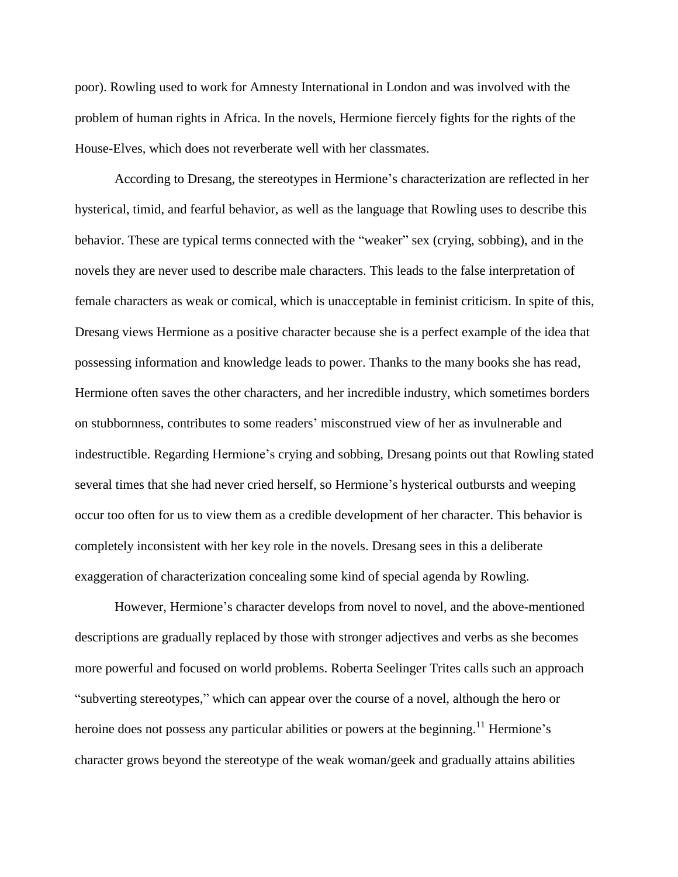poor). Rowling used to work for Amnesty International in London and was involved with the problem of human rights in Africa. In the novels, Hermione fiercely fights for the rights of the House-Elves, which does not reverberate well with her classmates.

According to Dresang, the stereotypes in Hermione's characterization are reflected in her hysterical, timid, and fearful behavior, as well as the language that Rowling uses to describe this behavior. These are typical terms connected with the "weaker" sex (crying, sobbing), and in the novels they are never used to describe male characters. This leads to the false interpretation of female characters as weak or comical, which is unacceptable in feminist criticism. In spite of this, Dresang views Hermione as a positive character because she is a perfect example of the idea that possessing information and knowledge leads to power. Thanks to the many books she has read, Hermione often saves the other characters, and her incredible industry, which sometimes borders on stubbornness, contributes to some readers' misconstrued view of her as invulnerable and indestructible. Regarding Hermione's crying and sobbing, Dresang points out that Rowling stated several times that she had never cried herself, so Hermione's hysterical outbursts and weeping occur too often for us to view them as a credible development of her character. This behavior is completely inconsistent with her key role in the novels. Dresang sees in this a deliberate exaggeration of characterization concealing some kind of special agenda by Rowling.

However, Hermione's character develops from novel to novel, and the above-mentioned descriptions are gradually replaced by those with stronger adjectives and verbs as she becomes more powerful and focused on world problems. Roberta Seelinger Trites calls such an approach "subverting stereotypes," which can appear over the course of a novel, although the hero or heroine does not possess any particular abilities or powers at the beginning.[11] Hermione's character grows beyond the stereotype of the weak woman/geek and gradually attains abilities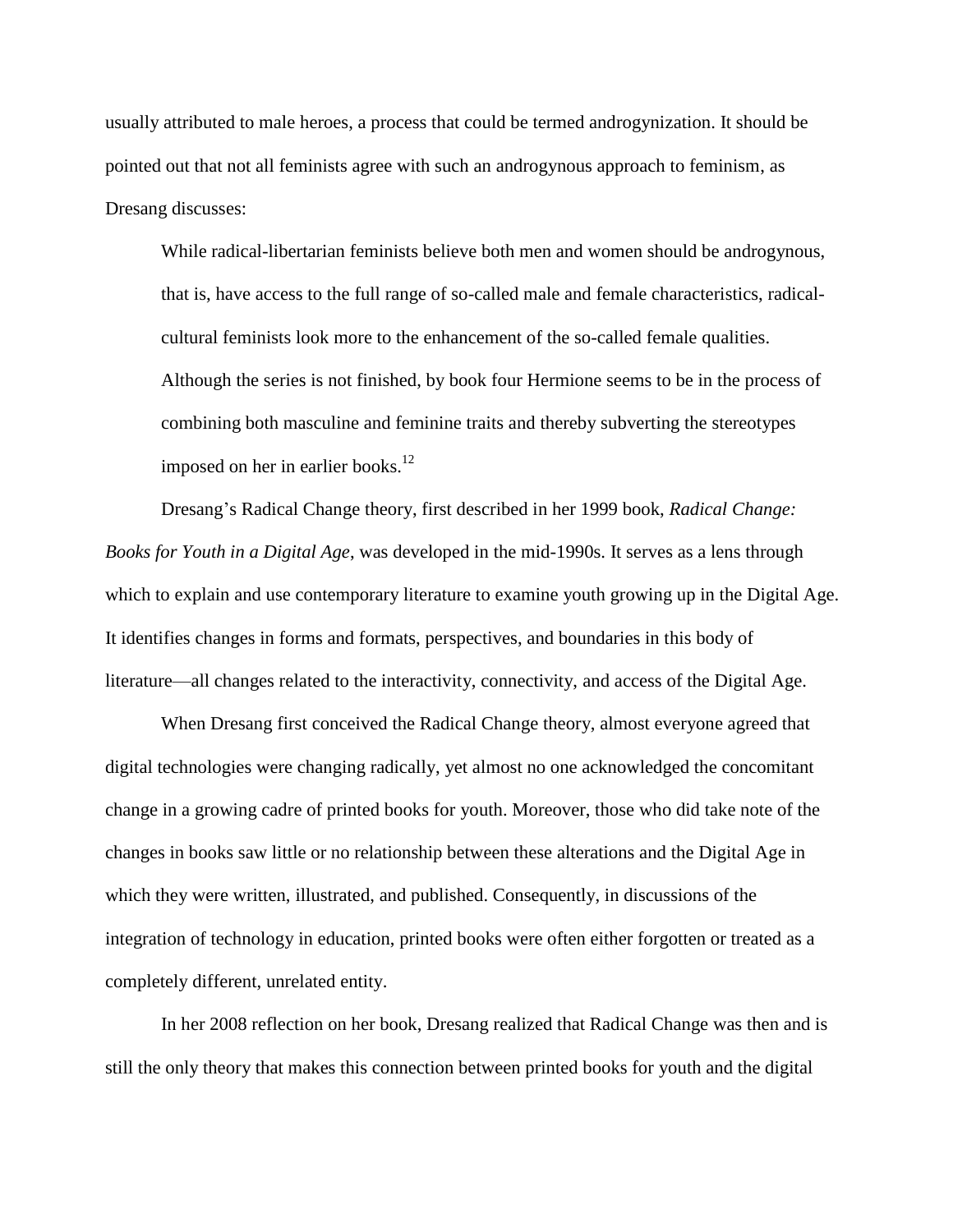usually attributed to male heroes, a process that could be termed androgynization. It should be pointed out that not all feminists agree with such an androgynous approach to feminism, as Dresang discusses:

> While radical-libertarian feminists believe both men and women should be androgynous, that is, have access to the full range of so-called male and female characteristics, radical-cultural feminists look more to the enhancement of the so-called female qualities. Although the series is not finished, by book four Hermione seems to be in the process of combining both masculine and feminine traits and thereby subverting the stereotypes imposed on her in earlier books.[12]

Dresang's Radical Change theory, first described in her 1999 book, *Radical Change: Books for Youth in a Digital Age*, was developed in the mid-1990s. It serves as a lens through which to explain and use contemporary literature to examine youth growing up in the Digital Age. It identifies changes in forms and formats, perspectives, and boundaries in this body of literature—all changes related to the interactivity, connectivity, and access of the Digital Age.

When Dresang first conceived the Radical Change theory, almost everyone agreed that digital technologies were changing radically, yet almost no one acknowledged the concomitant change in a growing cadre of printed books for youth. Moreover, those who did take note of the changes in books saw little or no relationship between these alterations and the Digital Age in which they were written, illustrated, and published. Consequently, in discussions of the integration of technology in education, printed books were often either forgotten or treated as a completely different, unrelated entity.

In her 2008 reflection on her book, Dresang realized that Radical Change was then and is still the only theory that makes this connection between printed books for youth and the digital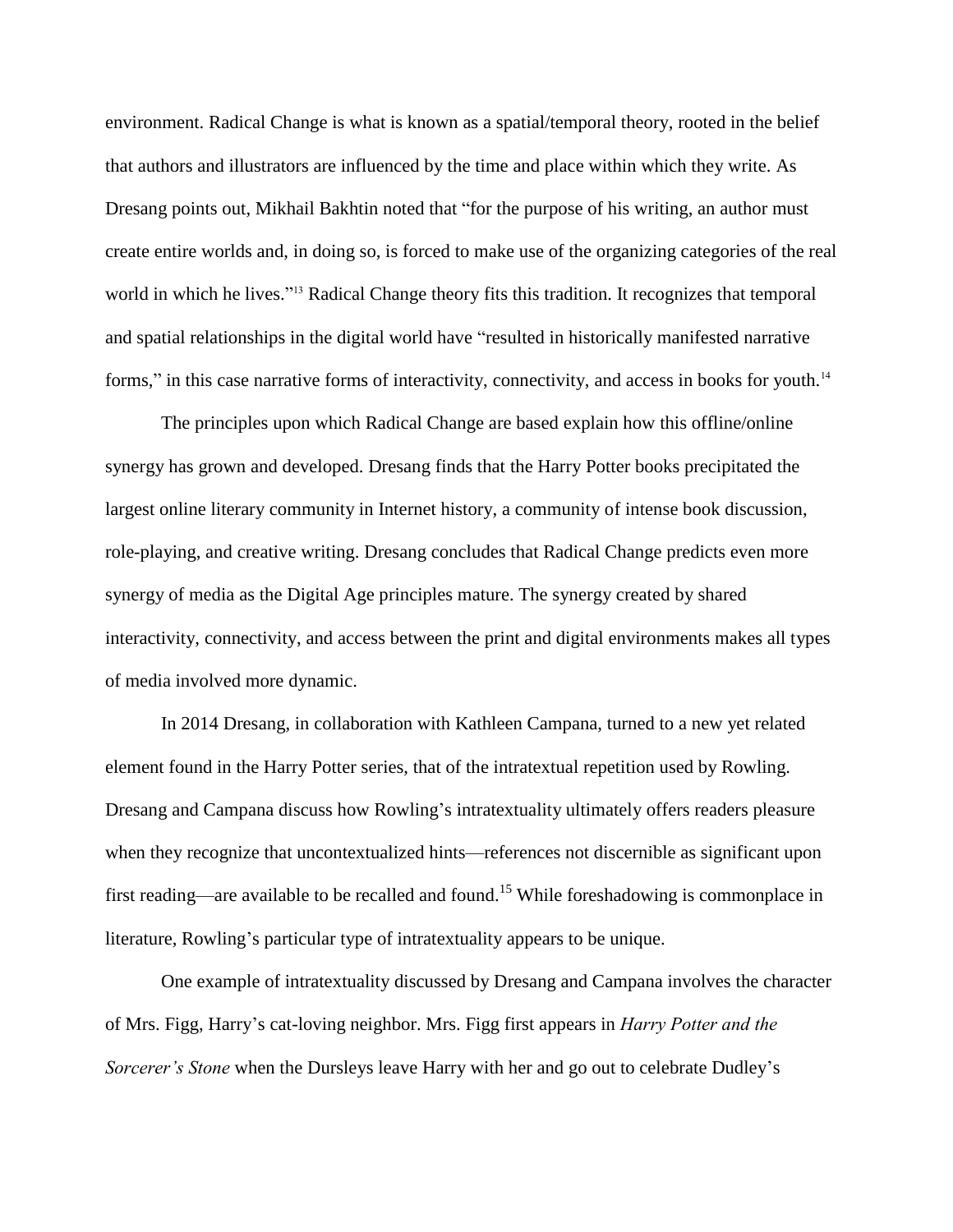environment. Radical Change is what is known as a spatial/temporal theory, rooted in the belief that authors and illustrators are influenced by the time and place within which they write. As Dresang points out, Mikhail Bakhtin noted that "for the purpose of his writing, an author must create entire worlds and, in doing so, is forced to make use of the organizing categories of the real world in which he lives."[13] Radical Change theory fits this tradition. It recognizes that temporal and spatial relationships in the digital world have "resulted in historically manifested narrative forms," in this case narrative forms of interactivity, connectivity, and access in books for youth.[14]

The principles upon which Radical Change are based explain how this offline/online synergy has grown and developed. Dresang finds that the Harry Potter books precipitated the largest online literary community in Internet history, a community of intense book discussion, role-playing, and creative writing. Dresang concludes that Radical Change predicts even more synergy of media as the Digital Age principles mature. The synergy created by shared interactivity, connectivity, and access between the print and digital environments makes all types of media involved more dynamic.

In 2014 Dresang, in collaboration with Kathleen Campana, turned to a new yet related element found in the Harry Potter series, that of the intratextual repetition used by Rowling. Dresang and Campana discuss how Rowling's intratextuality ultimately offers readers pleasure when they recognize that uncontextualized hints—references not discernible as significant upon first reading—are available to be recalled and found.[15] While foreshadowing is commonplace in literature, Rowling's particular type of intratextuality appears to be unique.

One example of intratextuality discussed by Dresang and Campana involves the character of Mrs. Figg, Harry's cat-loving neighbor. Mrs. Figg first appears in *Harry Potter and the Sorcerer's Stone* when the Dursleys leave Harry with her and go out to celebrate Dudley's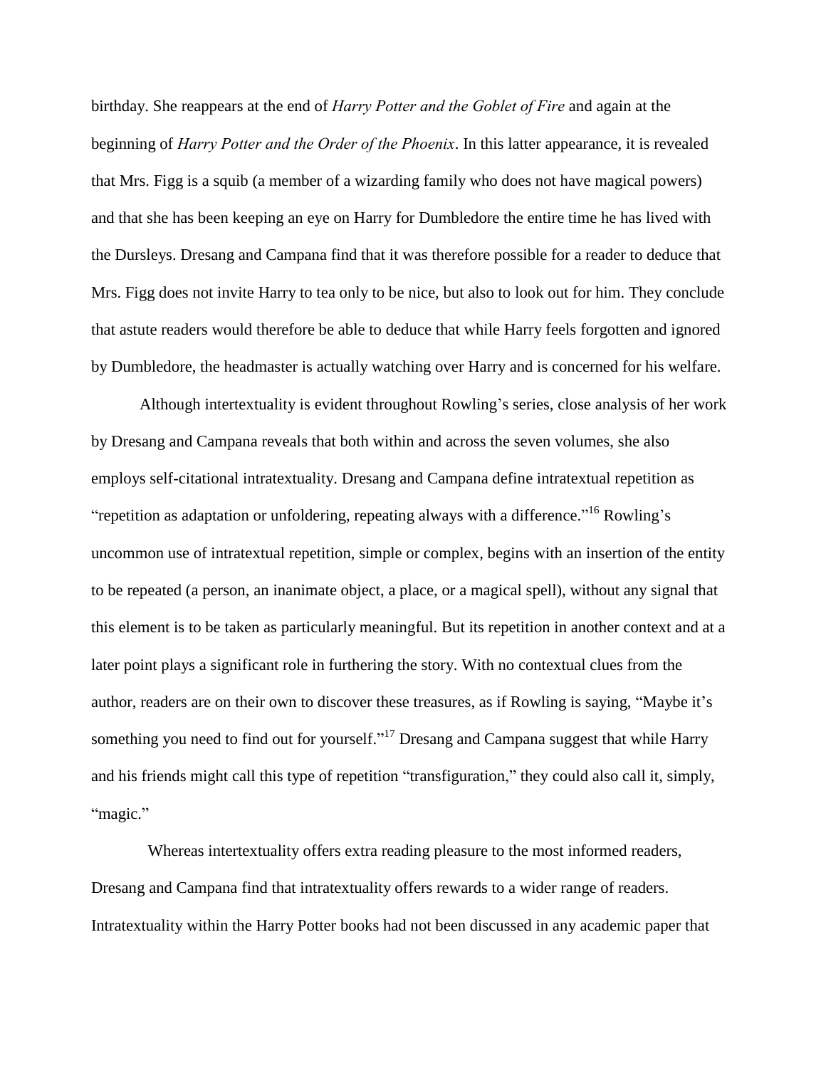birthday. She reappears at the end of *Harry Potter and the Goblet of Fire* and again at the beginning of *Harry Potter and the Order of the Phoenix*. In this latter appearance, it is revealed that Mrs. Figg is a squib (a member of a wizarding family who does not have magical powers) and that she has been keeping an eye on Harry for Dumbledore the entire time he has lived with the Dursleys. Dresang and Campana find that it was therefore possible for a reader to deduce that Mrs. Figg does not invite Harry to tea only to be nice, but also to look out for him. They conclude that astute readers would therefore be able to deduce that while Harry feels forgotten and ignored by Dumbledore, the headmaster is actually watching over Harry and is concerned for his welfare.

Although intertextuality is evident throughout Rowling's series, close analysis of her work by Dresang and Campana reveals that both within and across the seven volumes, she also employs self-citational intratextuality. Dresang and Campana define intratextual repetition as "repetition as adaptation or unfoldering, repeating always with a difference."[16] Rowling's uncommon use of intratextual repetition, simple or complex, begins with an insertion of the entity to be repeated (a person, an inanimate object, a place, or a magical spell), without any signal that this element is to be taken as particularly meaningful. But its repetition in another context and at a later point plays a significant role in furthering the story. With no contextual clues from the author, readers are on their own to discover these treasures, as if Rowling is saying, "Maybe it's something you need to find out for yourself."[17] Dresang and Campana suggest that while Harry and his friends might call this type of repetition "transfiguration," they could also call it, simply, "magic."

Whereas intertextuality offers extra reading pleasure to the most informed readers, Dresang and Campana find that intratextuality offers rewards to a wider range of readers. Intratextuality within the Harry Potter books had not been discussed in any academic paper that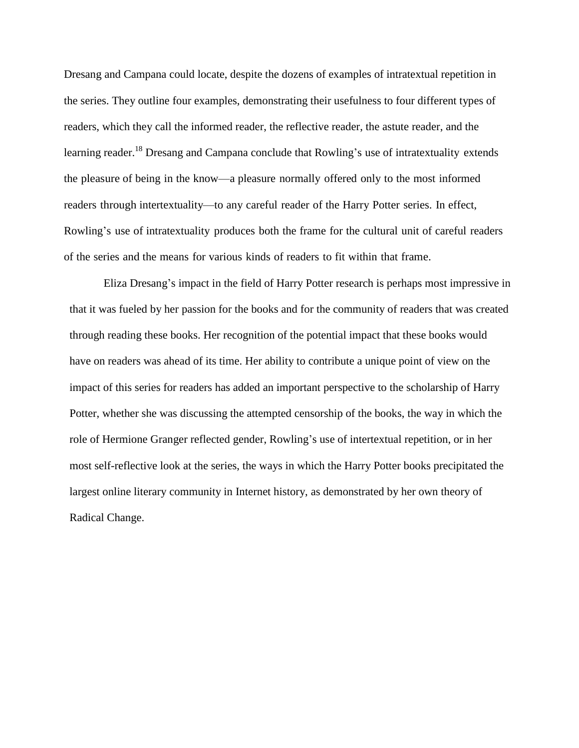Dresang and Campana could locate, despite the dozens of examples of intratextual repetition in the series. They outline four examples, demonstrating their usefulness to four different types of readers, which they call the informed reader, the reflective reader, the astute reader, and the learning reader.[18] Dresang and Campana conclude that Rowling's use of intratextuality extends the pleasure of being in the know—a pleasure normally offered only to the most informed readers through intertextuality—to any careful reader of the Harry Potter series. In effect, Rowling's use of intratextuality produces both the frame for the cultural unit of careful readers of the series and the means for various kinds of readers to fit within that frame.

Eliza Dresang's impact in the field of Harry Potter research is perhaps most impressive in that it was fueled by her passion for the books and for the community of readers that was created through reading these books. Her recognition of the potential impact that these books would have on readers was ahead of its time. Her ability to contribute a unique point of view on the impact of this series for readers has added an important perspective to the scholarship of Harry Potter, whether she was discussing the attempted censorship of the books, the way in which the role of Hermione Granger reflected gender, Rowling's use of intertextual repetition, or in her most self-reflective look at the series, the ways in which the Harry Potter books precipitated the largest online literary community in Internet history, as demonstrated by her own theory of Radical Change.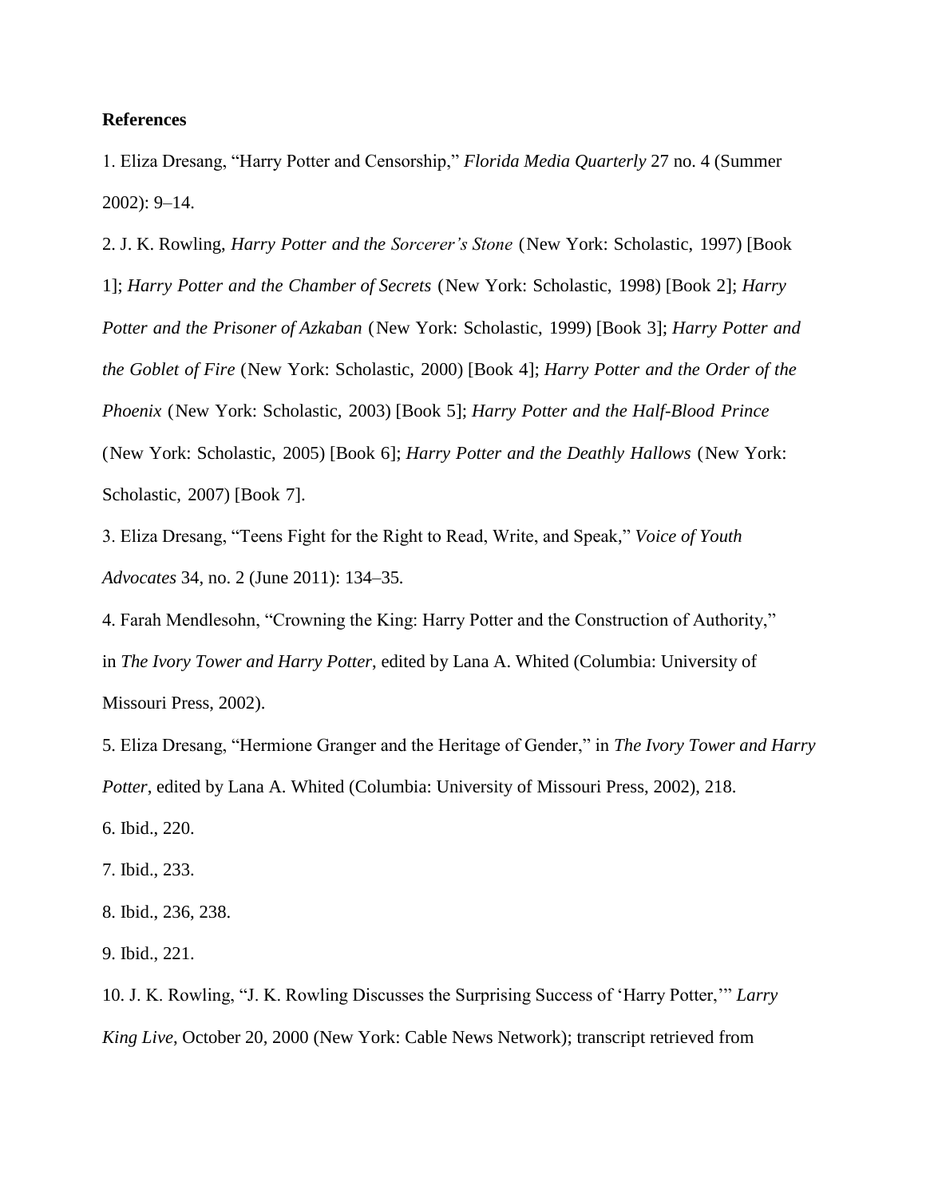**References**

1. Eliza Dresang, “Harry Potter and Censorship,” *Florida Media Quarterly* 27 no. 4 (Summer 2002): 9–14.

2. J. K. Rowling, *Harry Potter and the Sorcerer’s Stone* (New York: Scholastic, 1997) [Book 1]; *Harry Potter and the Chamber of Secrets* (New York: Scholastic, 1998) [Book 2]; *Harry Potter and the Prisoner of Azkaban* (New York: Scholastic, 1999) [Book 3]; *Harry Potter and the Goblet of Fire* (New York: Scholastic, 2000) [Book 4]; *Harry Potter and the Order of the Phoenix* (New York: Scholastic, 2003) [Book 5]; *Harry Potter and the Half-Blood Prince* (New York: Scholastic, 2005) [Book 6]; *Harry Potter and the Deathly Hallows* (New York: Scholastic, 2007) [Book 7].

3. Eliza Dresang, “Teens Fight for the Right to Read, Write, and Speak,” *Voice of Youth Advocates* 34, no. 2 (June 2011): 134–35.

4. Farah Mendlesohn, “Crowning the King: Harry Potter and the Construction of Authority,” in *The Ivory Tower and Harry Potter*, edited by Lana A. Whited (Columbia: University of Missouri Press, 2002).

5. Eliza Dresang, “Hermione Granger and the Heritage of Gender,” in *The Ivory Tower and Harry Potter*, edited by Lana A. Whited (Columbia: University of Missouri Press, 2002), 218.

6. Ibid., 220.

7. Ibid., 233.

8. Ibid., 236, 238.

9. Ibid., 221.

10. J. K. Rowling, “J. K. Rowling Discusses the Surprising Success of ‘Harry Potter,’” *Larry King Live*, October 20, 2000 (New York: Cable News Network); transcript retrieved from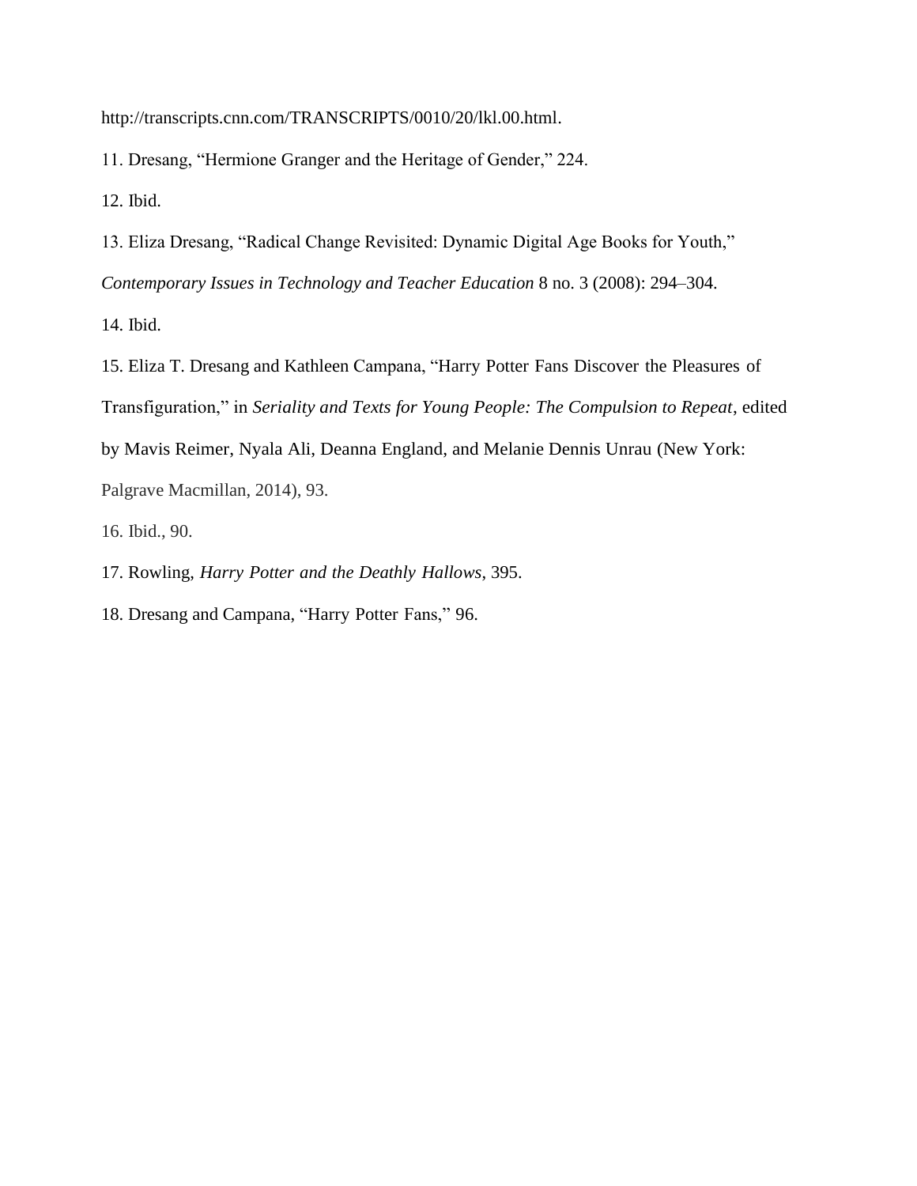http://transcripts.cnn.com/TRANSCRIPTS/0010/20/lkl.00.html.

11. Dresang, “Hermione Granger and the Heritage of Gender,” 224.

12. Ibid.

13. Eliza Dresang, “Radical Change Revisited: Dynamic Digital Age Books for Youth,” *Contemporary Issues in Technology and Teacher Education* 8 no. 3 (2008): 294–304.

14. Ibid.

15. Eliza T. Dresang and Kathleen Campana, “Harry Potter Fans Discover the Pleasures of Transfiguration,” in *Seriality and Texts for Young People: The Compulsion to Repeat*, edited by Mavis Reimer, Nyala Ali, Deanna England, and Melanie Dennis Unrau (New York: Palgrave Macmillan, 2014), 93.

16. Ibid., 90.

17. Rowling, *Harry Potter and the Deathly Hallows*, 395.

18. Dresang and Campana, “Harry Potter Fans,” 96.